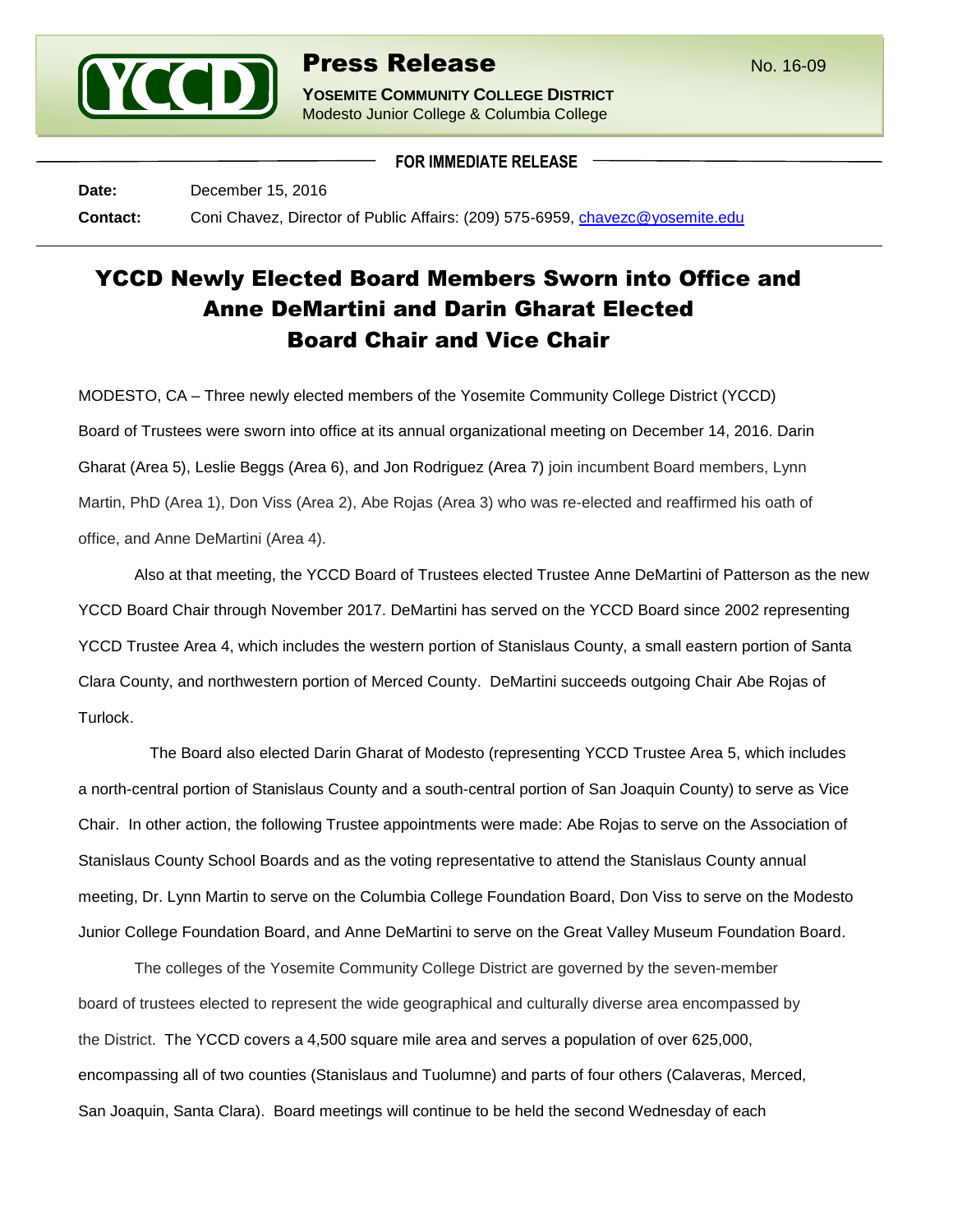# Press Release

No. 16-09

**YOSEMITE COMMUNITY COLLEGE DISTRICT**
Modesto Junior College & Columbia College

**FOR IMMEDIATE RELEASE**

**Date:** December 15, 2016

**Contact:** Coni Chavez, Director of Public Affairs: (209) 575-6959, chavezc@yosemite.edu

## YCCD Newly Elected Board Members Sworn into Office and Anne DeMartini and Darin Gharat Elected Board Chair and Vice Chair

MODESTO, CA – Three newly elected members of the Yosemite Community College District (YCCD) Board of Trustees were sworn into office at its annual organizational meeting on December 14, 2016. Darin Gharat (Area 5), Leslie Beggs (Area 6), and Jon Rodriguez (Area 7) join incumbent Board members, Lynn Martin, PhD (Area 1), Don Viss (Area 2), Abe Rojas (Area 3) who was re-elected and reaffirmed his oath of office, and Anne DeMartini (Area 4).

Also at that meeting, the YCCD Board of Trustees elected Trustee Anne DeMartini of Patterson as the new YCCD Board Chair through November 2017. DeMartini has served on the YCCD Board since 2002 representing YCCD Trustee Area 4, which includes the western portion of Stanislaus County, a small eastern portion of Santa Clara County, and northwestern portion of Merced County. DeMartini succeeds outgoing Chair Abe Rojas of Turlock.

The Board also elected Darin Gharat of Modesto (representing YCCD Trustee Area 5, which includes a north-central portion of Stanislaus County and a south-central portion of San Joaquin County) to serve as Vice Chair. In other action, the following Trustee appointments were made: Abe Rojas to serve on the Association of Stanislaus County School Boards and as the voting representative to attend the Stanislaus County annual meeting, Dr. Lynn Martin to serve on the Columbia College Foundation Board, Don Viss to serve on the Modesto Junior College Foundation Board, and Anne DeMartini to serve on the Great Valley Museum Foundation Board.

The colleges of the Yosemite Community College District are governed by the seven-member board of trustees elected to represent the wide geographical and culturally diverse area encompassed by the District. The YCCD covers a 4,500 square mile area and serves a population of over 625,000, encompassing all of two counties (Stanislaus and Tuolumne) and parts of four others (Calaveras, Merced, San Joaquin, Santa Clara). Board meetings will continue to be held the second Wednesday of each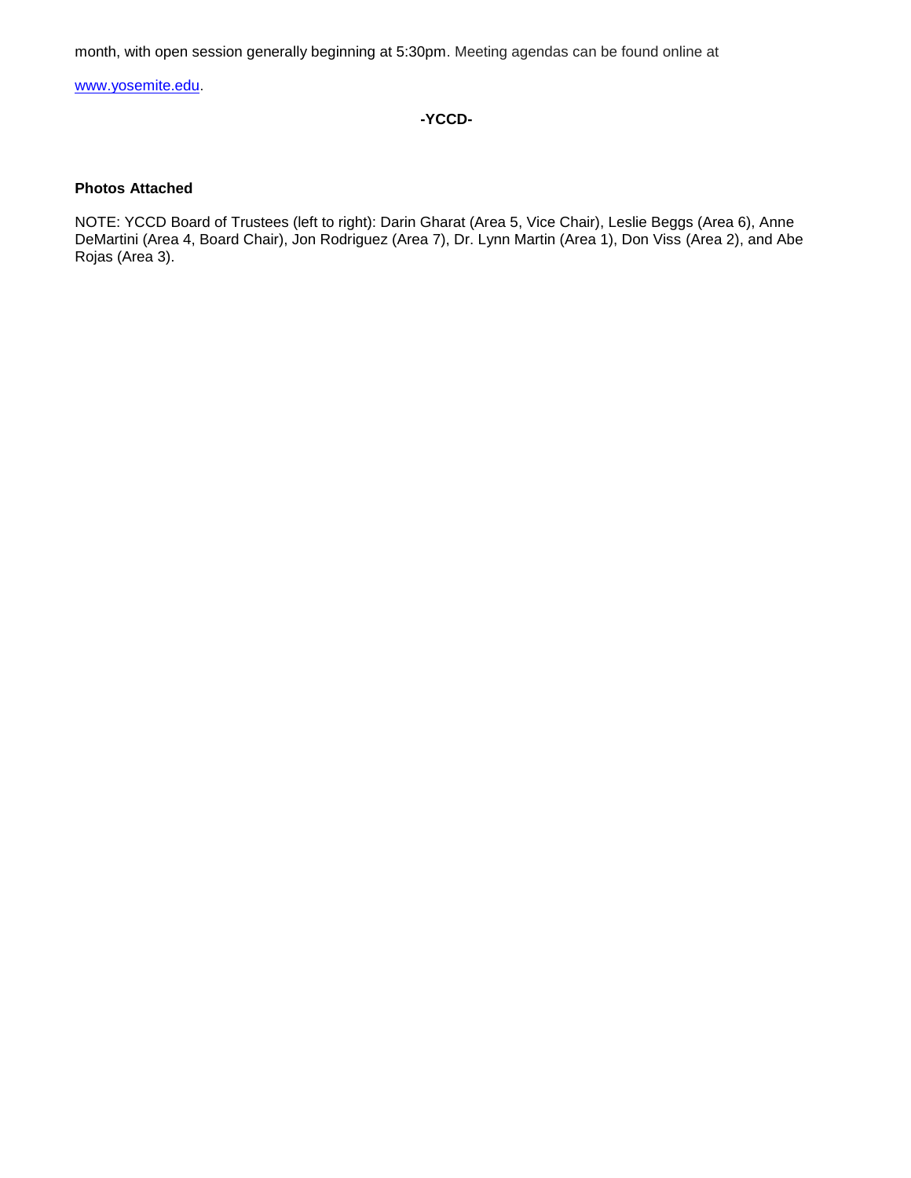month, with open session generally beginning at 5:30pm. Meeting agendas can be found online at

www.yosemite.edu.

**-YCCD-**

**Photos Attached**

NOTE: YCCD Board of Trustees (left to right): Darin Gharat (Area 5, Vice Chair), Leslie Beggs (Area 6), Anne DeMartini (Area 4, Board Chair), Jon Rodriguez (Area 7), Dr. Lynn Martin (Area 1), Don Viss (Area 2), and Abe Rojas (Area 3).